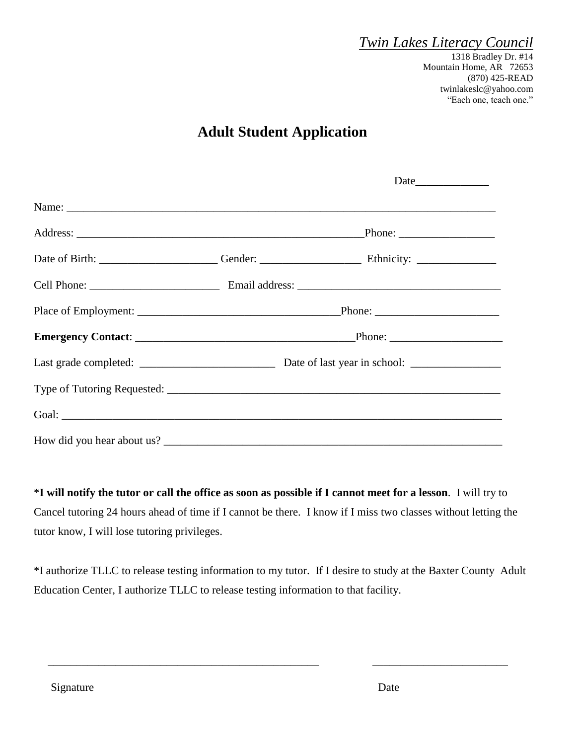*Twin Lakes Literacy Council*
1318 Bradley Dr. #14
Mountain Home, AR 72653
(870) 425-READ
twinlakeslc@yahoo.com
"Each one, teach one."

# Adult Student Application

Date_____________

Name: ______________________________________________________________________________

Address: ___________________________________________________Phone: _________________

Date of Birth: _____________________ Gender: __________________ Ethnicity: ______________

Cell Phone: _______________________ Email address: ____________________________________

Place of Employment: ____________________________________Phone: ______________________

**Emergency Contact**: ________________________________________Phone: ____________________

Last grade completed: ________________________ Date of last year in school: ________________

Type of Tutoring Requested: ____________________________________________________________

Goal: _______________________________________________________________________________

How did you hear about us? _____________________________________________________________

***I will notify the tutor or call the office as soon as possible if I cannot meet for a lesson**. I will try to Cancel tutoring 24 hours ahead of time if I cannot be there. I know if I miss two classes without letting the tutor know, I will lose tutoring privileges.

*I authorize TLLC to release testing information to my tutor. If I desire to study at the Baxter County Adult Education Center, I authorize TLLC to release testing information to that facility.

_________________________________________________ _______________________

Signature Date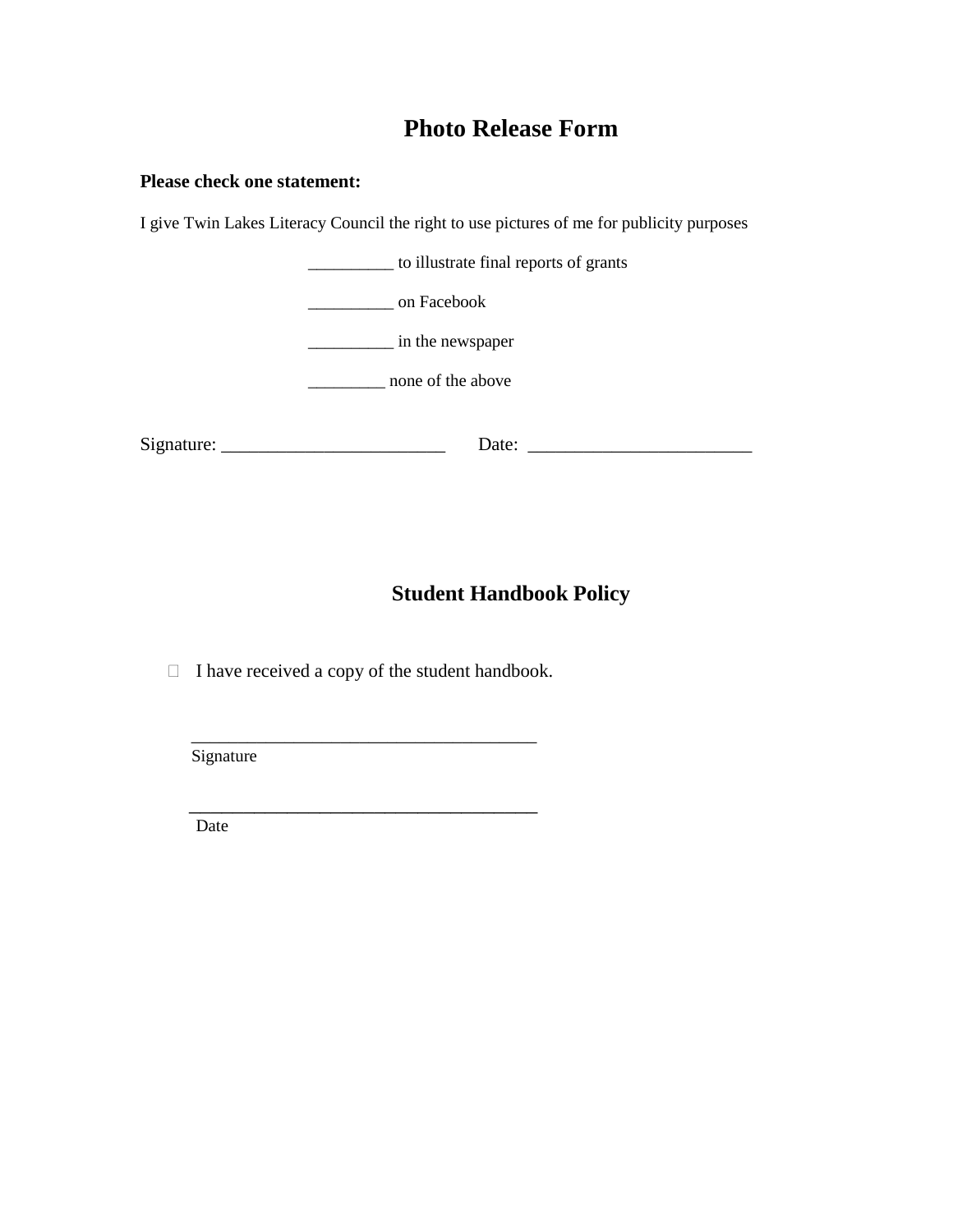# Photo Release Form

**Please check one statement:**

I give Twin Lakes Literacy Council the right to use pictures of me for publicity purposes

__________ to illustrate final reports of grants

__________ on Facebook

__________ in the newspaper

_________ none of the above

Signature: ________________________ Date: ________________________

## Student Handbook Policy

☐ I have received a copy of the student handbook.

______________________________________
Signature

______________________________________
Date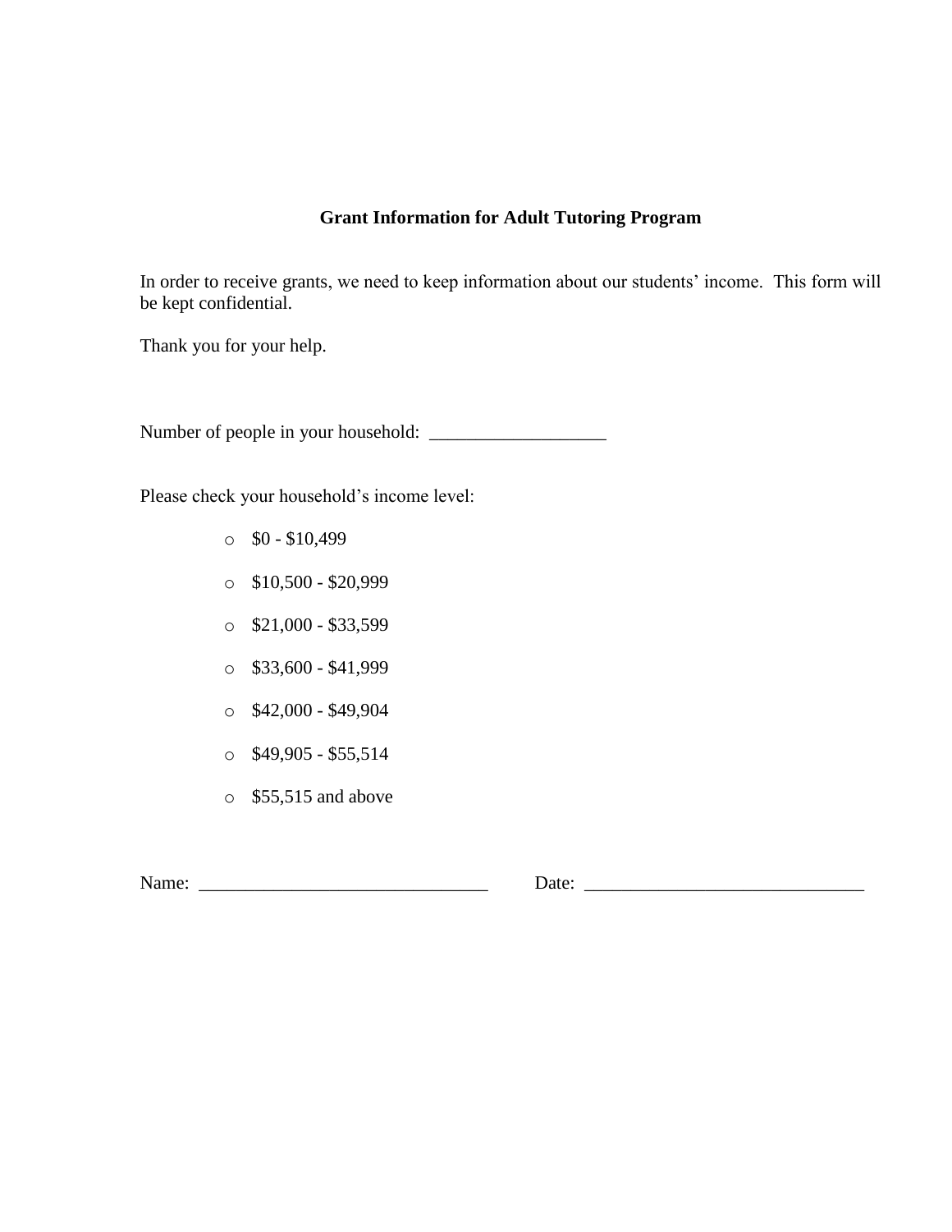# Grant Information for Adult Tutoring Program

In order to receive grants, we need to keep information about our students' income. This form will be kept confidential.

Thank you for your help.

Number of people in your household: ___________________

Please check your household's income level:

- $0 - $10,499
- $10,500 - $20,999
- $21,000 - $33,599
- $33,600 - $41,999
- $42,000 - $49,904
- $49,905 - $55,514
- $55,515 and above

Name: _______________________________ Date: ______________________________